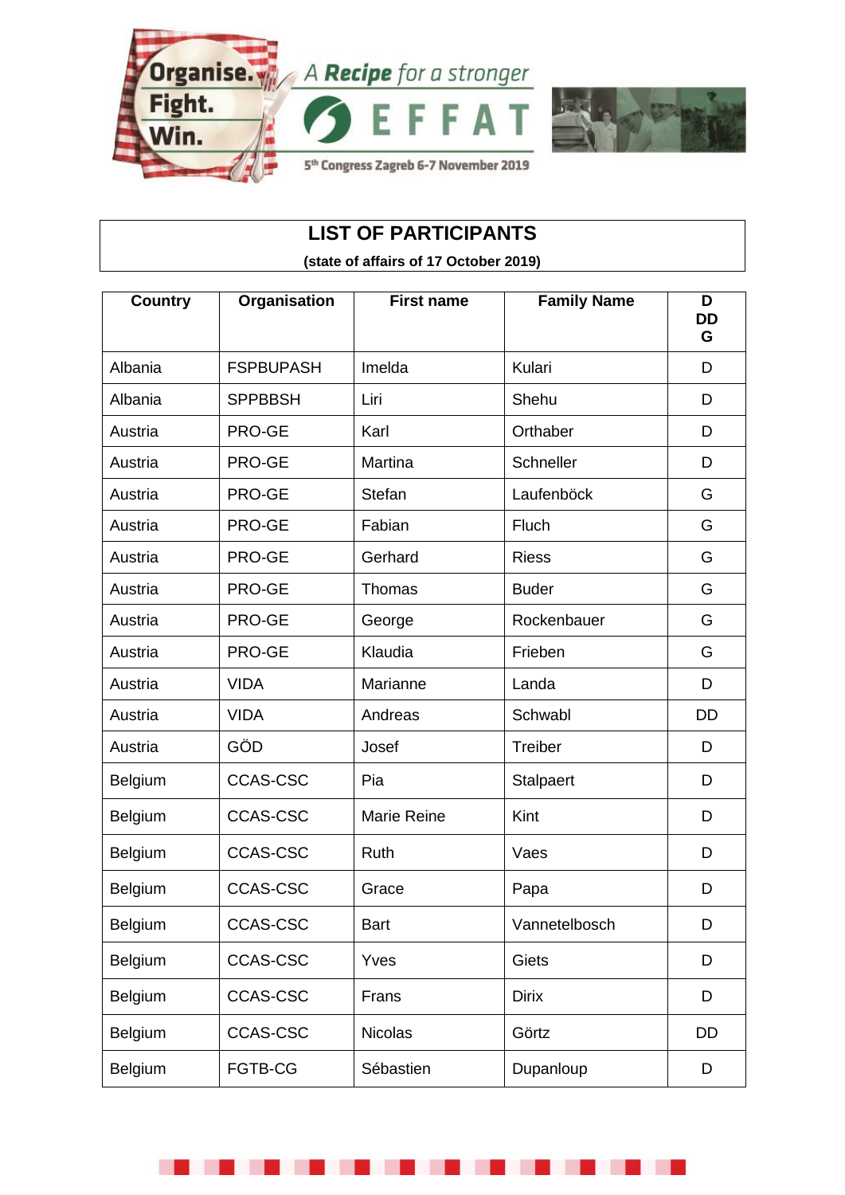Organise. Fight. Win. A Recipe for a stronger EFFAT

5th Congress Zagreb 6-7 November 2019

# LIST OF PARTICIPANTS

**(state of affairs of 17 October 2019)**

| Country | Organisation | First name | Family Name | D DD G |
|---|---|---|---|---|
| Albania | FSPBUPASH | Imelda | Kulari | D |
| Albania | SPPBBSH | Liri | Shehu | D |
| Austria | PRO-GE | Karl | Orthaber | D |
| Austria | PRO-GE | Martina | Schneller | D |
| Austria | PRO-GE | Stefan | Laufenböck | G |
| Austria | PRO-GE | Fabian | Fluch | G |
| Austria | PRO-GE | Gerhard | Riess | G |
| Austria | PRO-GE | Thomas | Buder | G |
| Austria | PRO-GE | George | Rockenbauer | G |
| Austria | PRO-GE | Klaudia | Frieben | G |
| Austria | VIDA | Marianne | Landa | D |
| Austria | VIDA | Andreas | Schwabl | DD |
| Austria | GÖD | Josef | Treiber | D |
| Belgium | CCAS-CSC | Pia | Stalpaert | D |
| Belgium | CCAS-CSC | Marie Reine | Kint | D |
| Belgium | CCAS-CSC | Ruth | Vaes | D |
| Belgium | CCAS-CSC | Grace | Papa | D |
| Belgium | CCAS-CSC | Bart | Vannetelbosch | D |
| Belgium | CCAS-CSC | Yves | Giets | D |
| Belgium | CCAS-CSC | Frans | Dirix | D |
| Belgium | CCAS-CSC | Nicolas | Görtz | DD |
| Belgium | FGTB-CG | Sébastien | Dupanloup | D |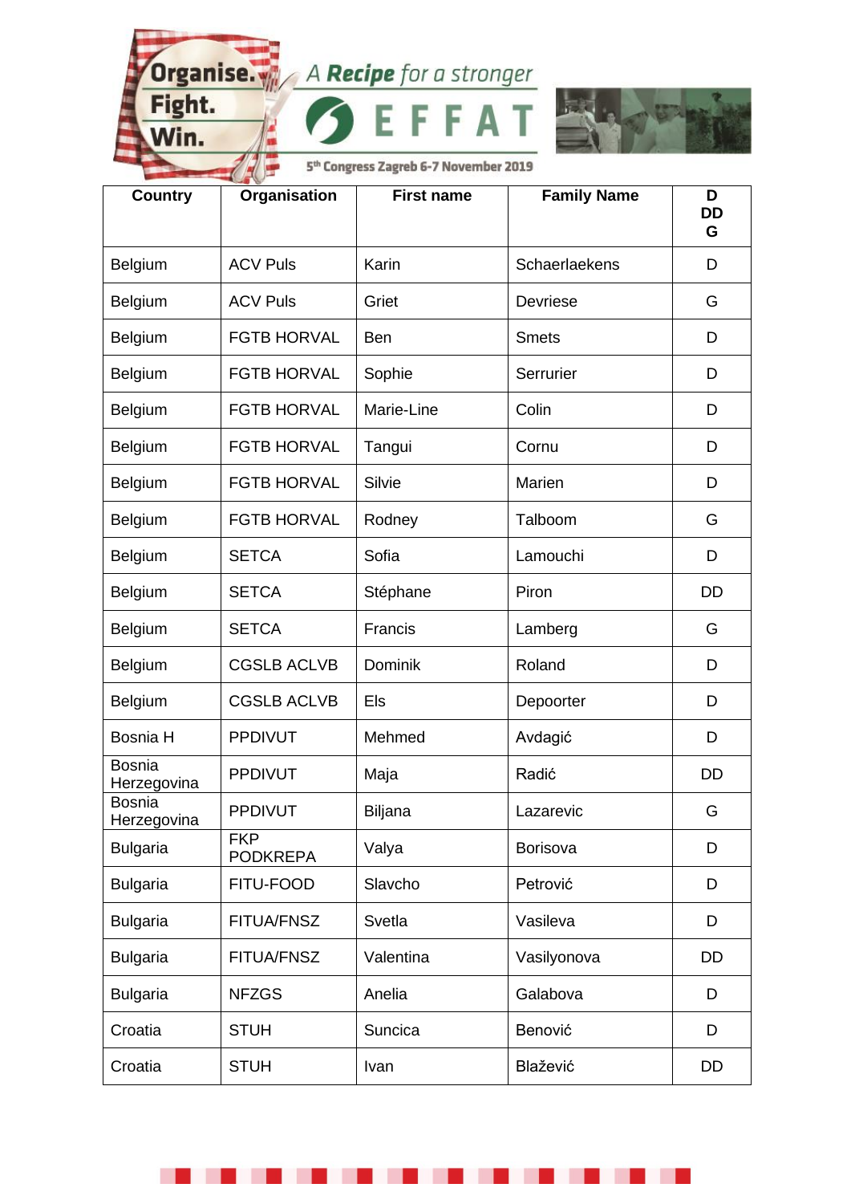| Country | Organisation | First name | Family Name | D DD G |
|---|---|---|---|---|
| Belgium | ACV Puls | Karin | Schaerlaekens | D |
| Belgium | ACV Puls | Griet | Devriese | G |
| Belgium | FGTB HORVAL | Ben | Smets | D |
| Belgium | FGTB HORVAL | Sophie | Serrurier | D |
| Belgium | FGTB HORVAL | Marie-Line | Colin | D |
| Belgium | FGTB HORVAL | Tangui | Cornu | D |
| Belgium | FGTB HORVAL | Silvie | Marien | D |
| Belgium | FGTB HORVAL | Rodney | Talboom | G |
| Belgium | SETCA | Sofia | Lamouchi | D |
| Belgium | SETCA | Stéphane | Piron | DD |
| Belgium | SETCA | Francis | Lamberg | G |
| Belgium | CGSLB ACLVB | Dominik | Roland | D |
| Belgium | CGSLB ACLVB | Els | Depoorter | D |
| Bosnia H | PPDIVUT | Mehmed | Avdagić | D |
| Bosnia Herzegovina | PPDIVUT | Maja | Radić | DD |
| Bosnia Herzegovina | PPDIVUT | Biljana | Lazarevic | G |
| Bulgaria | FKP PODKREPA | Valya | Borisova | D |
| Bulgaria | FITU-FOOD | Slavcho | Petrović | D |
| Bulgaria | FITUA/FNSZ | Svetla | Vasileva | D |
| Bulgaria | FITUA/FNSZ | Valentina | Vasilyonova | DD |
| Bulgaria | NFZGS | Anelia | Galabova | D |
| Croatia | STUH | Suncica | Benović | D |
| Croatia | STUH | Ivan | Blažević | DD |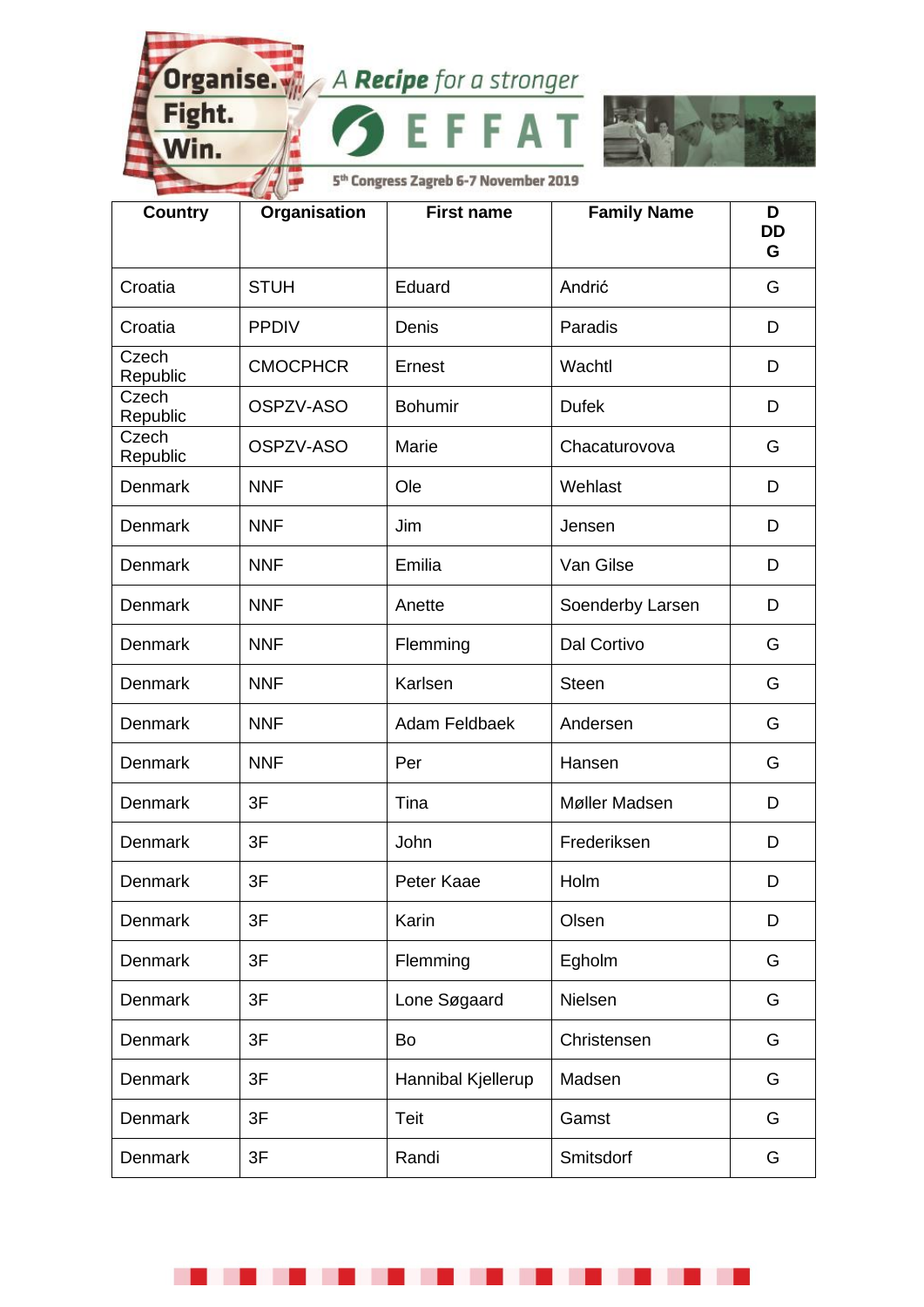| Country | Organisation | First name | Family Name | D DD G |
|---|---|---|---|---|
| Croatia | STUH | Eduard | Andrić | G |
| Croatia | PPDIV | Denis | Paradis | D |
| Czech Republic | CMOCPHCR | Ernest | Wachtl | D |
| Czech Republic | OSPZV-ASO | Bohumir | Dufek | D |
| Czech Republic | OSPZV-ASO | Marie | Chacaturovova | G |
| Denmark | NNF | Ole | Wehlast | D |
| Denmark | NNF | Jim | Jensen | D |
| Denmark | NNF | Emilia | Van Gilse | D |
| Denmark | NNF | Anette | Soenderby Larsen | D |
| Denmark | NNF | Flemming | Dal Cortivo | G |
| Denmark | NNF | Karlsen | Steen | G |
| Denmark | NNF | Adam Feldbaek | Andersen | G |
| Denmark | NNF | Per | Hansen | G |
| Denmark | 3F | Tina | Møller Madsen | D |
| Denmark | 3F | John | Frederiksen | D |
| Denmark | 3F | Peter Kaae | Holm | D |
| Denmark | 3F | Karin | Olsen | D |
| Denmark | 3F | Flemming | Egholm | G |
| Denmark | 3F | Lone Søgaard | Nielsen | G |
| Denmark | 3F | Bo | Christensen | G |
| Denmark | 3F | Hannibal Kjellerup | Madsen | G |
| Denmark | 3F | Teit | Gamst | G |
| Denmark | 3F | Randi | Smitsdorf | G |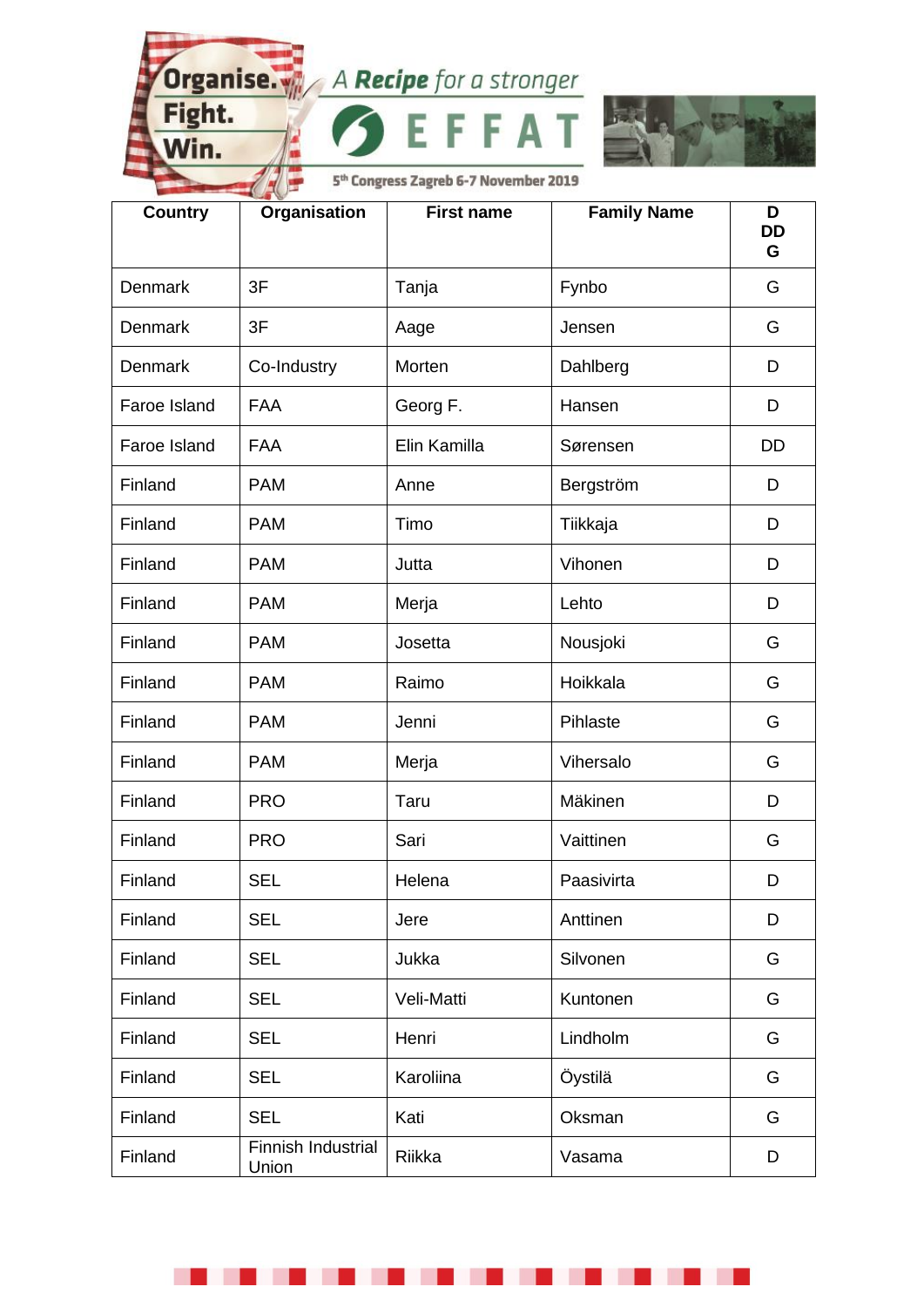| Country | Organisation | First name | Family Name | D DD G |
|---|---|---|---|---|
| Denmark | 3F | Tanja | Fynbo | G |
| Denmark | 3F | Aage | Jensen | G |
| Denmark | Co-Industry | Morten | Dahlberg | D |
| Faroe Island | FAA | Georg F. | Hansen | D |
| Faroe Island | FAA | Elin Kamilla | Sørensen | DD |
| Finland | PAM | Anne | Bergström | D |
| Finland | PAM | Timo | Tiikkaja | D |
| Finland | PAM | Jutta | Vihonen | D |
| Finland | PAM | Merja | Lehto | D |
| Finland | PAM | Josetta | Nousjoki | G |
| Finland | PAM | Raimo | Hoikkala | G |
| Finland | PAM | Jenni | Pihlaste | G |
| Finland | PAM | Merja | Vihersalo | G |
| Finland | PRO | Taru | Mäkinen | D |
| Finland | PRO | Sari | Vaittinen | G |
| Finland | SEL | Helena | Paasivirta | D |
| Finland | SEL | Jere | Anttinen | D |
| Finland | SEL | Jukka | Silvonen | G |
| Finland | SEL | Veli-Matti | Kuntonen | G |
| Finland | SEL | Henri | Lindholm | G |
| Finland | SEL | Karoliina | Öystilä | G |
| Finland | SEL | Kati | Oksman | G |
| Finland | Finnish Industrial Union | Riikka | Vasama | D |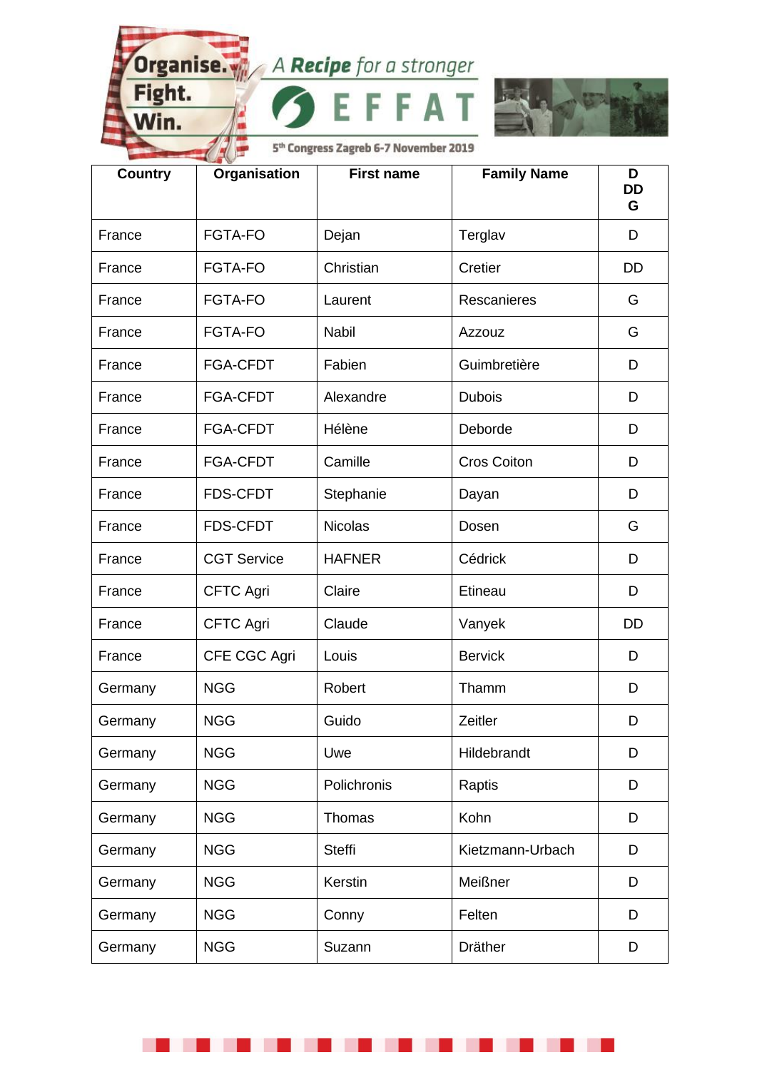| Country | Organisation | First name | Family Name | D DD G |
|---|---|---|---|---|
| France | FGTA-FO | Dejan | Terglav | D |
| France | FGTA-FO | Christian | Cretier | DD |
| France | FGTA-FO | Laurent | Rescanieres | G |
| France | FGTA-FO | Nabil | Azzouz | G |
| France | FGA-CFDT | Fabien | Guimbretière | D |
| France | FGA-CFDT | Alexandre | Dubois | D |
| France | FGA-CFDT | Hélène | Deborde | D |
| France | FGA-CFDT | Camille | Cros Coiton | D |
| France | FDS-CFDT | Stephanie | Dayan | D |
| France | FDS-CFDT | Nicolas | Dosen | G |
| France | CGT Service | HAFNER | Cédrick | D |
| France | CFTC Agri | Claire | Etineau | D |
| France | CFTC Agri | Claude | Vanyek | DD |
| France | CFE CGC Agri | Louis | Bervick | D |
| Germany | NGG | Robert | Thamm | D |
| Germany | NGG | Guido | Zeitler | D |
| Germany | NGG | Uwe | Hildebrandt | D |
| Germany | NGG | Polichronis | Raptis | D |
| Germany | NGG | Thomas | Kohn | D |
| Germany | NGG | Steffi | Kietzmann-Urbach | D |
| Germany | NGG | Kerstin | Meißner | D |
| Germany | NGG | Conny | Felten | D |
| Germany | NGG | Suzann | Dräther | D |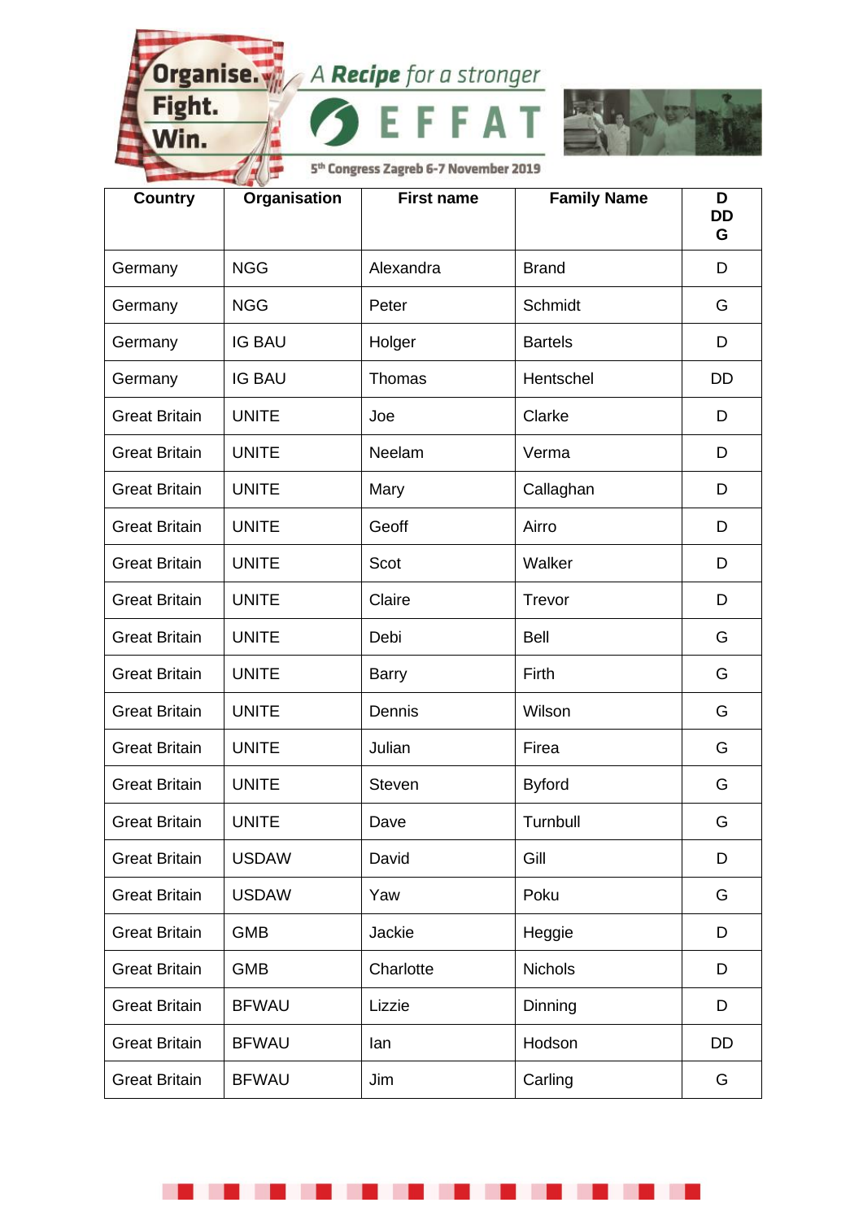| Country | Organisation | First name | Family Name | D DD G |
|---|---|---|---|---|
| Germany | NGG | Alexandra | Brand | D |
| Germany | NGG | Peter | Schmidt | G |
| Germany | IG BAU | Holger | Bartels | D |
| Germany | IG BAU | Thomas | Hentschel | DD |
| Great Britain | UNITE | Joe | Clarke | D |
| Great Britain | UNITE | Neelam | Verma | D |
| Great Britain | UNITE | Mary | Callaghan | D |
| Great Britain | UNITE | Geoff | Airro | D |
| Great Britain | UNITE | Scot | Walker | D |
| Great Britain | UNITE | Claire | Trevor | D |
| Great Britain | UNITE | Debi | Bell | G |
| Great Britain | UNITE | Barry | Firth | G |
| Great Britain | UNITE | Dennis | Wilson | G |
| Great Britain | UNITE | Julian | Firea | G |
| Great Britain | UNITE | Steven | Byford | G |
| Great Britain | UNITE | Dave | Turnbull | G |
| Great Britain | USDAW | David | Gill | D |
| Great Britain | USDAW | Yaw | Poku | G |
| Great Britain | GMB | Jackie | Heggie | D |
| Great Britain | GMB | Charlotte | Nichols | D |
| Great Britain | BFWAU | Lizzie | Dinning | D |
| Great Britain | BFWAU | Ian | Hodson | DD |
| Great Britain | BFWAU | Jim | Carling | G |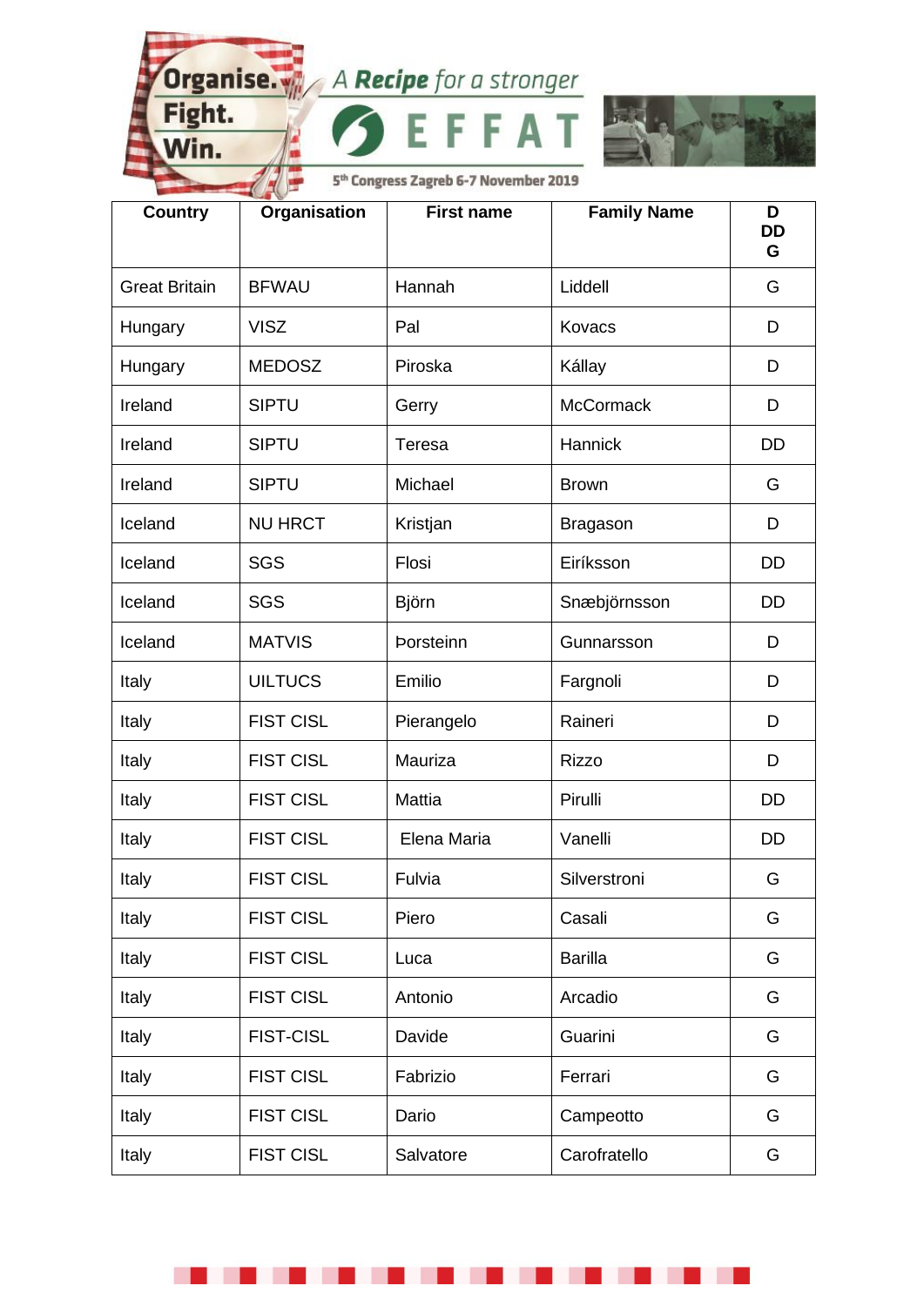| Country | Organisation | First name | Family Name | D DD G |
|---|---|---|---|---|
| Great Britain | BFWAU | Hannah | Liddell | G |
| Hungary | VISZ | Pal | Kovacs | D |
| Hungary | MEDOSZ | Piroska | Kállay | D |
| Ireland | SIPTU | Gerry | McCormack | D |
| Ireland | SIPTU | Teresa | Hannick | DD |
| Ireland | SIPTU | Michael | Brown | G |
| Iceland | NU HRCT | Kristjan | Bragason | D |
| Iceland | SGS | Flosi | Eiríksson | DD |
| Iceland | SGS | Björn | Snæbjörnsson | DD |
| Iceland | MATVIS | Þorsteinn | Gunnarsson | D |
| Italy | UILTUCS | Emilio | Fargnoli | D |
| Italy | FIST CISL | Pierangelo | Raineri | D |
| Italy | FIST CISL | Mauriza | Rizzo | D |
| Italy | FIST CISL | Mattia | Pirulli | DD |
| Italy | FIST CISL | Elena Maria | Vanelli | DD |
| Italy | FIST CISL | Fulvia | Silverstroni | G |
| Italy | FIST CISL | Piero | Casali | G |
| Italy | FIST CISL | Luca | Barilla | G |
| Italy | FIST CISL | Antonio | Arcadio | G |
| Italy | FIST-CISL | Davide | Guarini | G |
| Italy | FIST CISL | Fabrizio | Ferrari | G |
| Italy | FIST CISL | Dario | Campeotto | G |
| Italy | FIST CISL | Salvatore | Carofratello | G |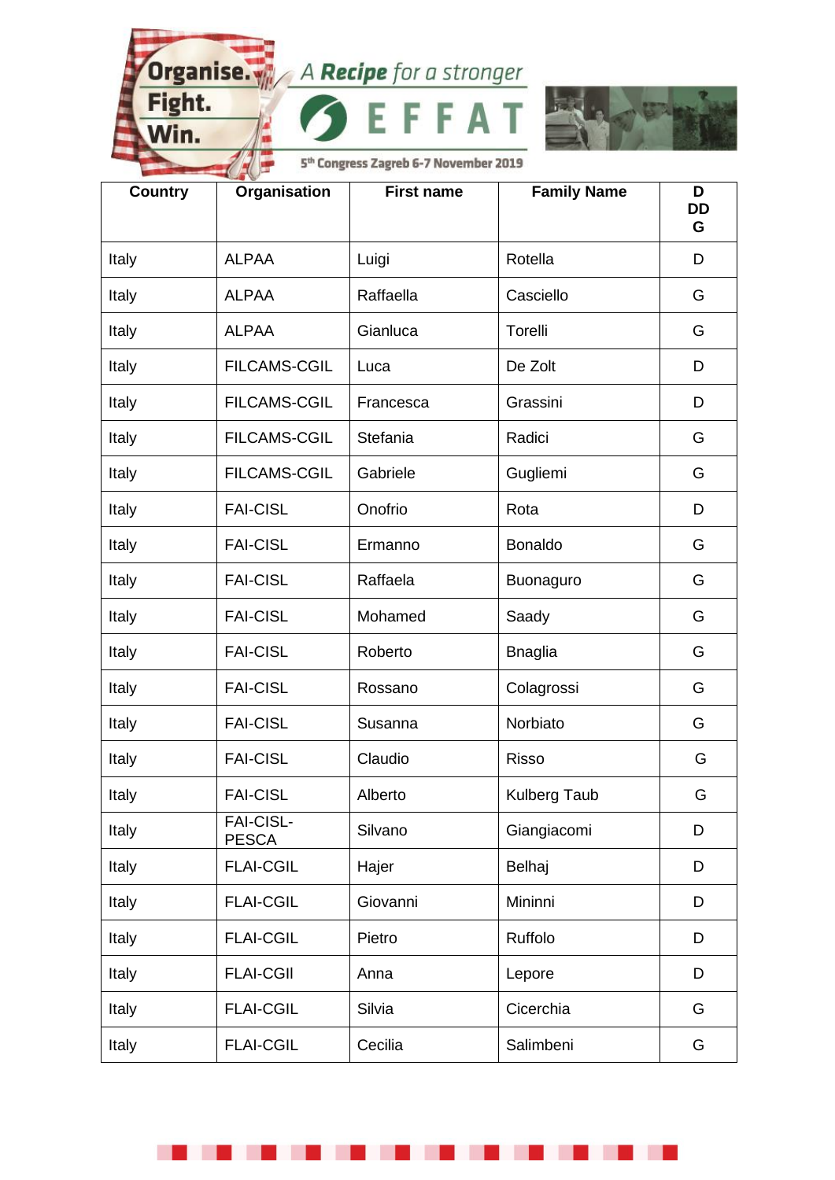| Country | Organisation | First name | Family Name | D DD G |
|---|---|---|---|---|
| Italy | ALPAA | Luigi | Rotella | D |
| Italy | ALPAA | Raffaella | Casciello | G |
| Italy | ALPAA | Gianluca | Torelli | G |
| Italy | FILCAMS-CGIL | Luca | De Zolt | D |
| Italy | FILCAMS-CGIL | Francesca | Grassini | D |
| Italy | FILCAMS-CGIL | Stefania | Radici | G |
| Italy | FILCAMS-CGIL | Gabriele | Gugliemi | G |
| Italy | FAI-CISL | Onofrio | Rota | D |
| Italy | FAI-CISL | Ermanno | Bonaldo | G |
| Italy | FAI-CISL | Raffaela | Buonaguro | G |
| Italy | FAI-CISL | Mohamed | Saady | G |
| Italy | FAI-CISL | Roberto | Bnaglia | G |
| Italy | FAI-CISL | Rossano | Colagrossi | G |
| Italy | FAI-CISL | Susanna | Norbiato | G |
| Italy | FAI-CISL | Claudio | Risso | G |
| Italy | FAI-CISL | Alberto | Kulberg Taub | G |
| Italy | FAI-CISL-PESCA | Silvano | Giangiacomi | D |
| Italy | FLAI-CGIL | Hajer | Belhaj | D |
| Italy | FLAI-CGIL | Giovanni | Mininni | D |
| Italy | FLAI-CGIL | Pietro | Ruffolo | D |
| Italy | FLAI-CGIl | Anna | Lepore | D |
| Italy | FLAI-CGIL | Silvia | Cicerchia | G |
| Italy | FLAI-CGIL | Cecilia | Salimbeni | G |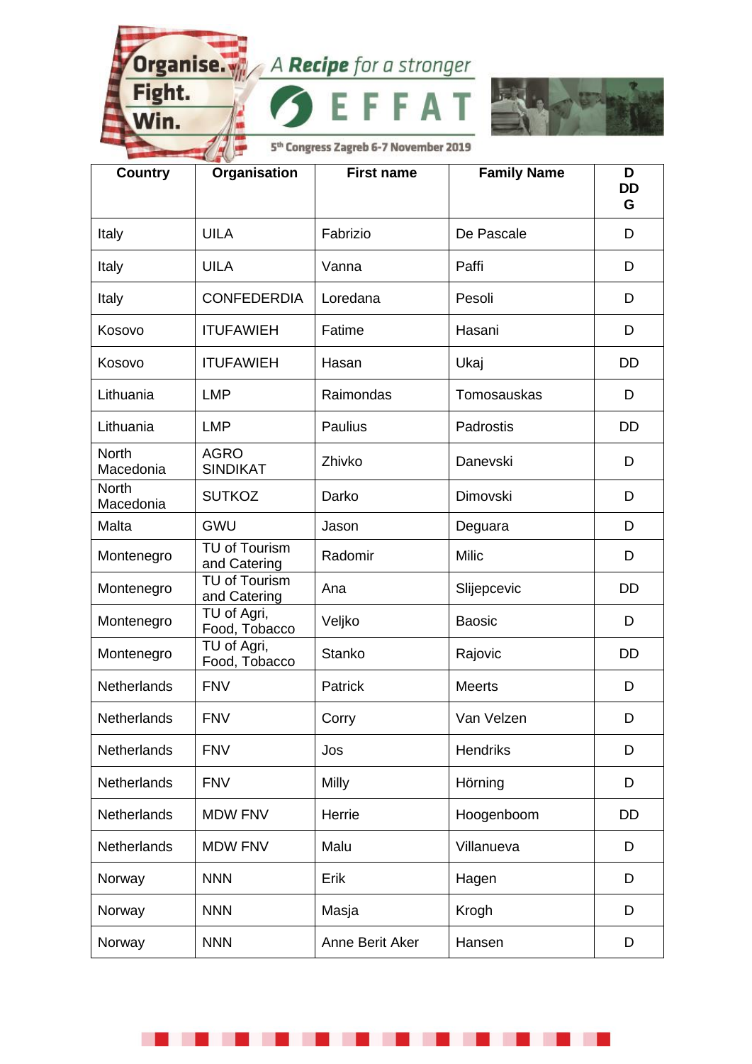| Country | Organisation | First name | Family Name | D DD G |
|---|---|---|---|---|
| Italy | UILA | Fabrizio | De Pascale | D |
| Italy | UILA | Vanna | Paffi | D |
| Italy | CONFEDERDIA | Loredana | Pesoli | D |
| Kosovo | ITUFAWIEH | Fatime | Hasani | D |
| Kosovo | ITUFAWIEH | Hasan | Ukaj | DD |
| Lithuania | LMP | Raimondas | Tomosauskas | D |
| Lithuania | LMP | Paulius | Padrostis | DD |
| North Macedonia | AGRO SINDIKAT | Zhivko | Danevski | D |
| North Macedonia | SUTKOZ | Darko | Dimovski | D |
| Malta | GWU | Jason | Deguara | D |
| Montenegro | TU of Tourism and Catering | Radomir | Milic | D |
| Montenegro | TU of Tourism and Catering | Ana | Slijepcevic | DD |
| Montenegro | TU of Agri, Food, Tobacco | Veljko | Baosic | D |
| Montenegro | TU of Agri, Food, Tobacco | Stanko | Rajovic | DD |
| Netherlands | FNV | Patrick | Meerts | D |
| Netherlands | FNV | Corry | Van Velzen | D |
| Netherlands | FNV | Jos | Hendriks | D |
| Netherlands | FNV | Milly | Hörning | D |
| Netherlands | MDW FNV | Herrie | Hoogenboom | DD |
| Netherlands | MDW FNV | Malu | Villanueva | D |
| Norway | NNN | Erik | Hagen | D |
| Norway | NNN | Masja | Krogh | D |
| Norway | NNN | Anne Berit Aker | Hansen | D |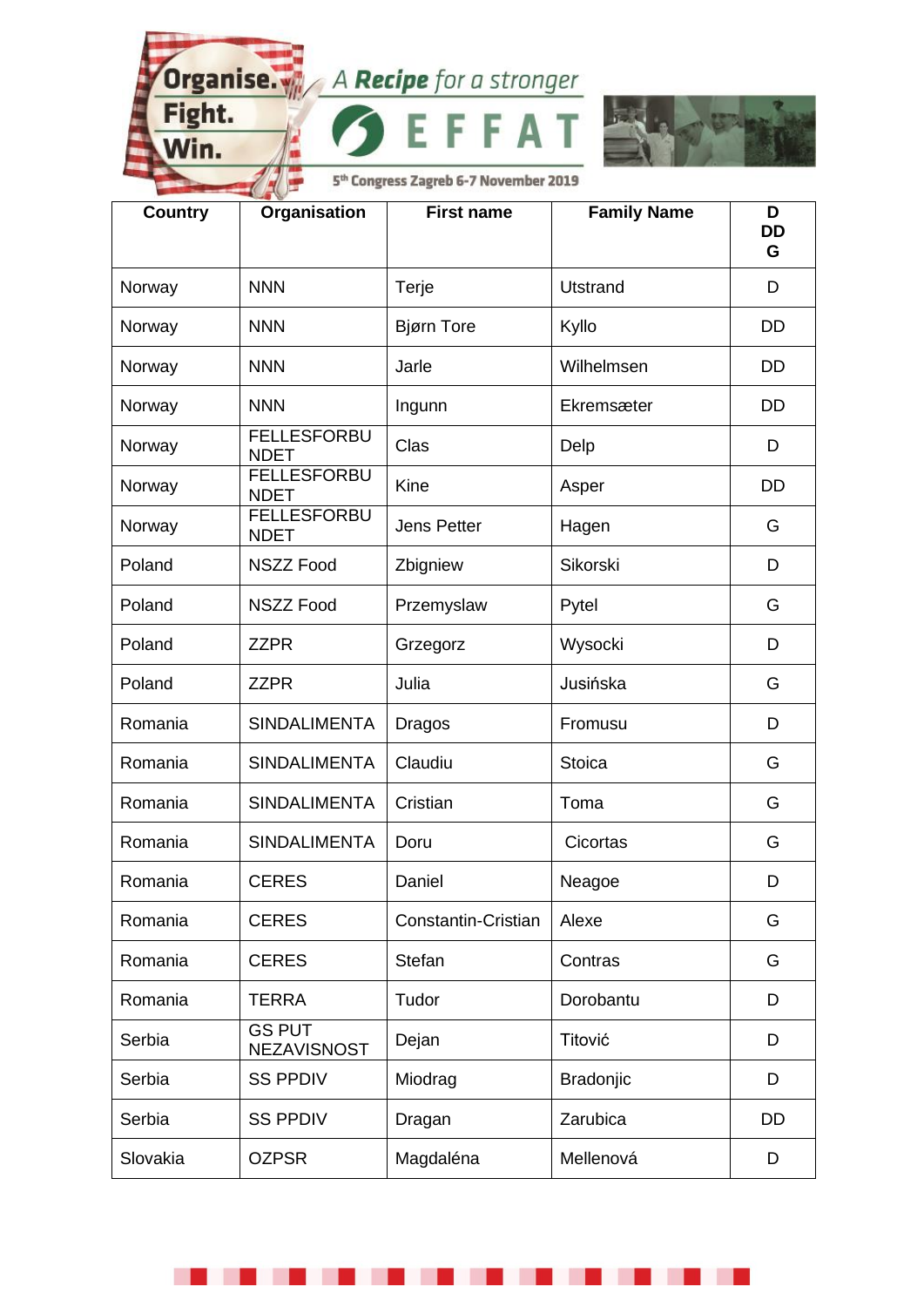| Country | Organisation | First name | Family Name | D DD G |
|---|---|---|---|---|
| Norway | NNN | Terje | Utstrand | D |
| Norway | NNN | Bjørn Tore | Kyllo | DD |
| Norway | NNN | Jarle | Wilhelmsen | DD |
| Norway | NNN | Ingunn | Ekremsæter | DD |
| Norway | FELLESFORBUNDET | Clas | Delp | D |
| Norway | FELLESFORBUNDET | Kine | Asper | DD |
| Norway | FELLESFORBUNDET | Jens Petter | Hagen | G |
| Poland | NSZZ Food | Zbigniew | Sikorski | D |
| Poland | NSZZ Food | Przemyslaw | Pytel | G |
| Poland | ZZPR | Grzegorz | Wysocki | D |
| Poland | ZZPR | Julia | Jusińska | G |
| Romania | SINDALIMENTA | Dragos | Fromusu | D |
| Romania | SINDALIMENTA | Claudiu | Stoica | G |
| Romania | SINDALIMENTA | Cristian | Toma | G |
| Romania | SINDALIMENTA | Doru | Cicortas | G |
| Romania | CERES | Daniel | Neagoe | D |
| Romania | CERES | Constantin-Cristian | Alexe | G |
| Romania | CERES | Stefan | Contras | G |
| Romania | TERRA | Tudor | Dorobantu | D |
| Serbia | GS PUT NEZAVISNOST | Dejan | Titović | D |
| Serbia | SS PPDIV | Miodrag | Bradonjic | D |
| Serbia | SS PPDIV | Dragan | Zarubica | DD |
| Slovakia | OZPSR | Magdaléna | Mellenová | D |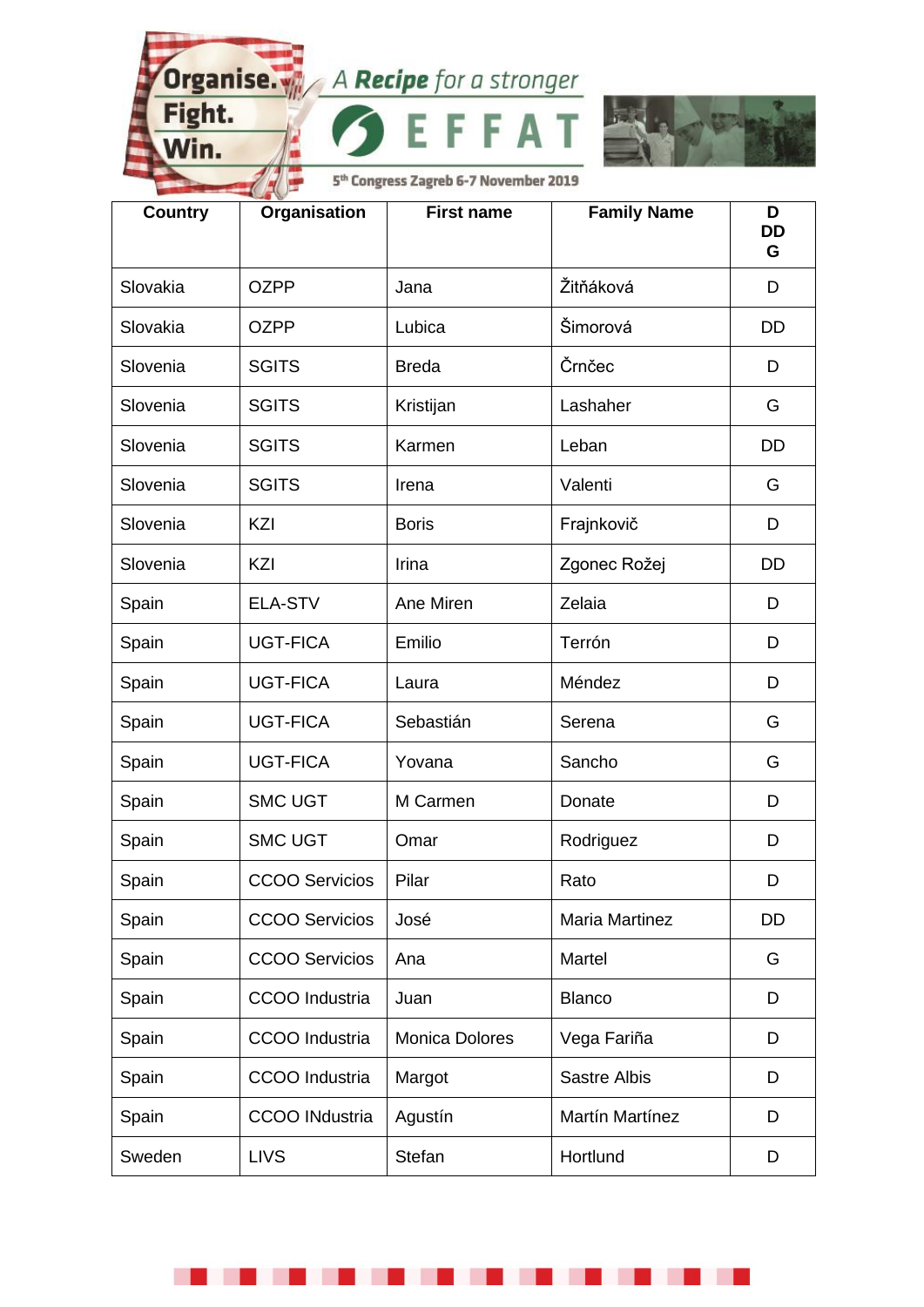| Country | Organisation | First name | Family Name | D DD G |
|---|---|---|---|---|
| Slovakia | OZPP | Jana | Žitňáková | D |
| Slovakia | OZPP | Lubica | Šimorová | DD |
| Slovenia | SGITS | Breda | Črnčec | D |
| Slovenia | SGITS | Kristijan | Lashaher | G |
| Slovenia | SGITS | Karmen | Leban | DD |
| Slovenia | SGITS | Irena | Valenti | G |
| Slovenia | KZI | Boris | Frajnkovič | D |
| Slovenia | KZI | Irina | Zgonec Rožej | DD |
| Spain | ELA-STV | Ane Miren | Zelaia | D |
| Spain | UGT-FICA | Emilio | Terrón | D |
| Spain | UGT-FICA | Laura | Méndez | D |
| Spain | UGT-FICA | Sebastián | Serena | G |
| Spain | UGT-FICA | Yovana | Sancho | G |
| Spain | SMC UGT | M Carmen | Donate | D |
| Spain | SMC UGT | Omar | Rodriguez | D |
| Spain | CCOO Servicios | Pilar | Rato | D |
| Spain | CCOO Servicios | José | Maria Martinez | DD |
| Spain | CCOO Servicios | Ana | Martel | G |
| Spain | CCOO Industria | Juan | Blanco | D |
| Spain | CCOO Industria | Monica Dolores | Vega Fariña | D |
| Spain | CCOO Industria | Margot | Sastre Albis | D |
| Spain | CCOO INdustria | Agustín | Martín Martínez | D |
| Sweden | LIVS | Stefan | Hortlund | D |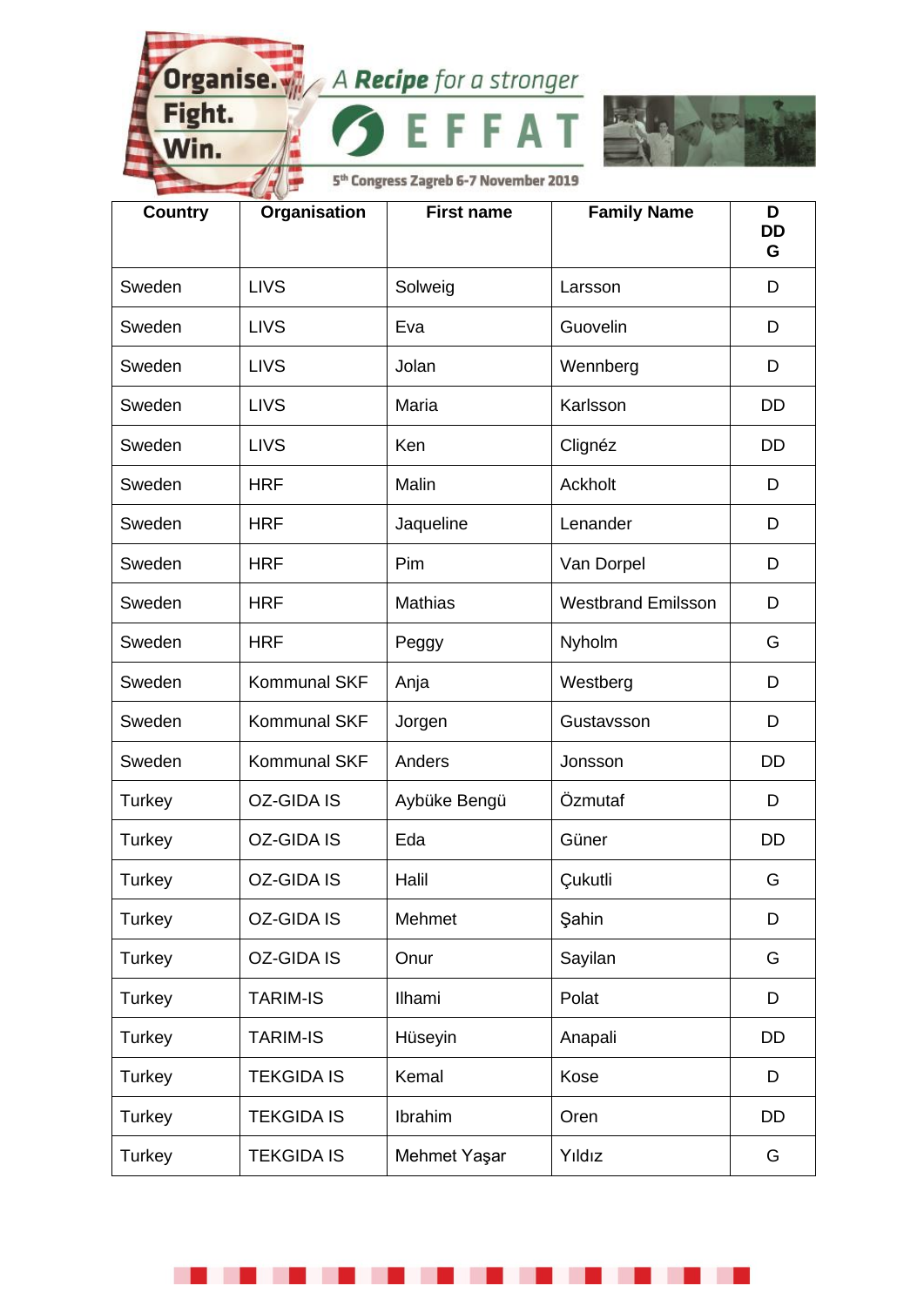| Country | Organisation | First name | Family Name | D DD G |
|---|---|---|---|---|
| Sweden | LIVS | Solweig | Larsson | D |
| Sweden | LIVS | Eva | Guovelin | D |
| Sweden | LIVS | Jolan | Wennberg | D |
| Sweden | LIVS | Maria | Karlsson | DD |
| Sweden | LIVS | Ken | Clignéz | DD |
| Sweden | HRF | Malin | Ackholt | D |
| Sweden | HRF | Jaqueline | Lenander | D |
| Sweden | HRF | Pim | Van Dorpel | D |
| Sweden | HRF | Mathias | Westbrand Emilsson | D |
| Sweden | HRF | Peggy | Nyholm | G |
| Sweden | Kommunal SKF | Anja | Westberg | D |
| Sweden | Kommunal SKF | Jorgen | Gustavsson | D |
| Sweden | Kommunal SKF | Anders | Jonsson | DD |
| Turkey | OZ-GIDA IS | Aybüke Bengü | Özmutaf | D |
| Turkey | OZ-GIDA IS | Eda | Güner | DD |
| Turkey | OZ-GIDA IS | Halil | Çukutli | G |
| Turkey | OZ-GIDA IS | Mehmet | Şahin | D |
| Turkey | OZ-GIDA IS | Onur | Sayilan | G |
| Turkey | TARIM-IS | Ilhami | Polat | D |
| Turkey | TARIM-IS | Hüseyin | Anapali | DD |
| Turkey | TEKGIDA IS | Kemal | Kose | D |
| Turkey | TEKGIDA IS | Ibrahim | Oren | DD |
| Turkey | TEKGIDA IS | Mehmet Yaşar | Yıldız | G |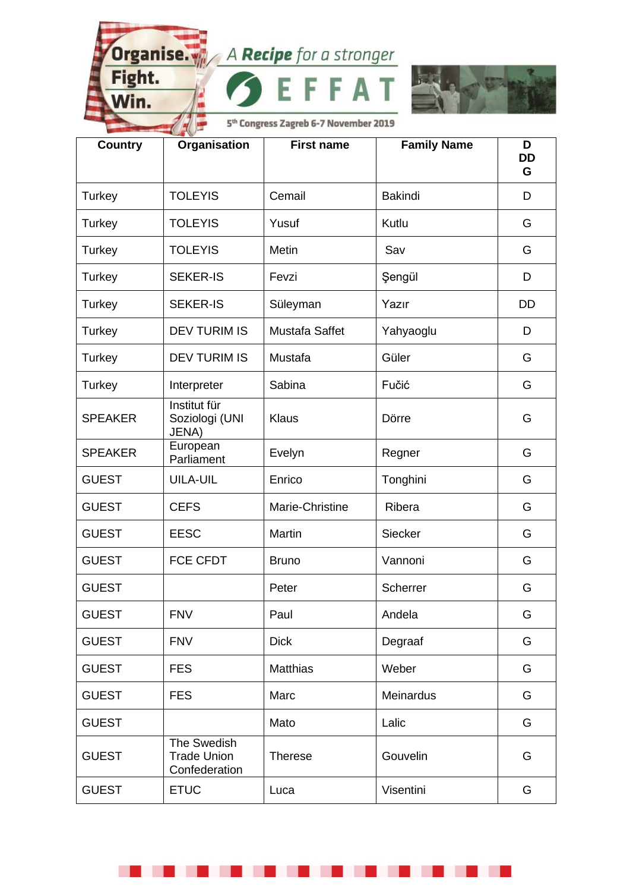| Country | Organisation | First name | Family Name | D DD G |
|---|---|---|---|---|
| Turkey | TOLEYIS | Cemail | Bakindi | D |
| Turkey | TOLEYIS | Yusuf | Kutlu | G |
| Turkey | TOLEYIS | Metin | Sav | G |
| Turkey | SEKER-IS | Fevzi | Şengül | D |
| Turkey | SEKER-IS | Süleyman | Yazır | DD |
| Turkey | DEV TURIM IS | Mustafa Saffet | Yahyaoglu | D |
| Turkey | DEV TURIM IS | Mustafa | Güler | G |
| Turkey | Interpreter | Sabina | Fučić | G |
| SPEAKER | Institut für Soziologi (UNI JENA) | Klaus | Dörre | G |
| SPEAKER | European Parliament | Evelyn | Regner | G |
| GUEST | UILA-UIL | Enrico | Tonghini | G |
| GUEST | CEFS | Marie-Christine | Ribera | G |
| GUEST | EESC | Martin | Siecker | G |
| GUEST | FCE CFDT | Bruno | Vannoni | G |
| GUEST | | Peter | Scherrer | G |
| GUEST | FNV | Paul | Andela | G |
| GUEST | FNV | Dick | Degraaf | G |
| GUEST | FES | Matthias | Weber | G |
| GUEST | FES | Marc | Meinardus | G |
| GUEST | | Mato | Lalic | G |
| GUEST | The Swedish Trade Union Confederation | Therese | Gouvelin | G |
| GUEST | ETUC | Luca | Visentini | G |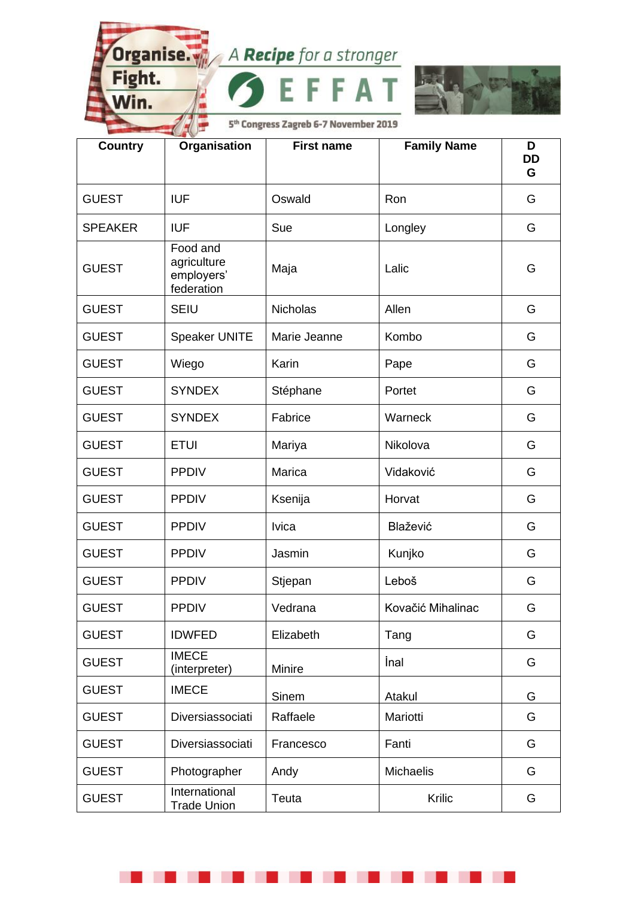| Country | Organisation | First name | Family Name | D DD G |
|---|---|---|---|---|
| GUEST | IUF | Oswald | Ron | G |
| SPEAKER | IUF | Sue | Longley | G |
| GUEST | Food and agriculture employers' federation | Maja | Lalic | G |
| GUEST | SEIU | Nicholas | Allen | G |
| GUEST | Speaker UNITE | Marie Jeanne | Kombo | G |
| GUEST | Wiego | Karin | Pape | G |
| GUEST | SYNDEX | Stéphane | Portet | G |
| GUEST | SYNDEX | Fabrice | Warneck | G |
| GUEST | ETUI | Mariya | Nikolova | G |
| GUEST | PPDIV | Marica | Vidaković | G |
| GUEST | PPDIV | Ksenija | Horvat | G |
| GUEST | PPDIV | Ivica | Blažević | G |
| GUEST | PPDIV | Jasmin | Kunjko | G |
| GUEST | PPDIV | Stjepan | Leboš | G |
| GUEST | PPDIV | Vedrana | Kovačić Mihalinac | G |
| GUEST | IDWFED | Elizabeth | Tang | G |
| GUEST | IMECE (interpreter) | Minire | İnal | G |
| GUEST | IMECE | Sinem | Atakul | G |
| GUEST | Diversiassociati | Raffaele | Mariotti | G |
| GUEST | Diversiassociati | Francesco | Fanti | G |
| GUEST | Photographer | Andy | Michaelis | G |
| GUEST | International Trade Union | Teuta | Krilic | G |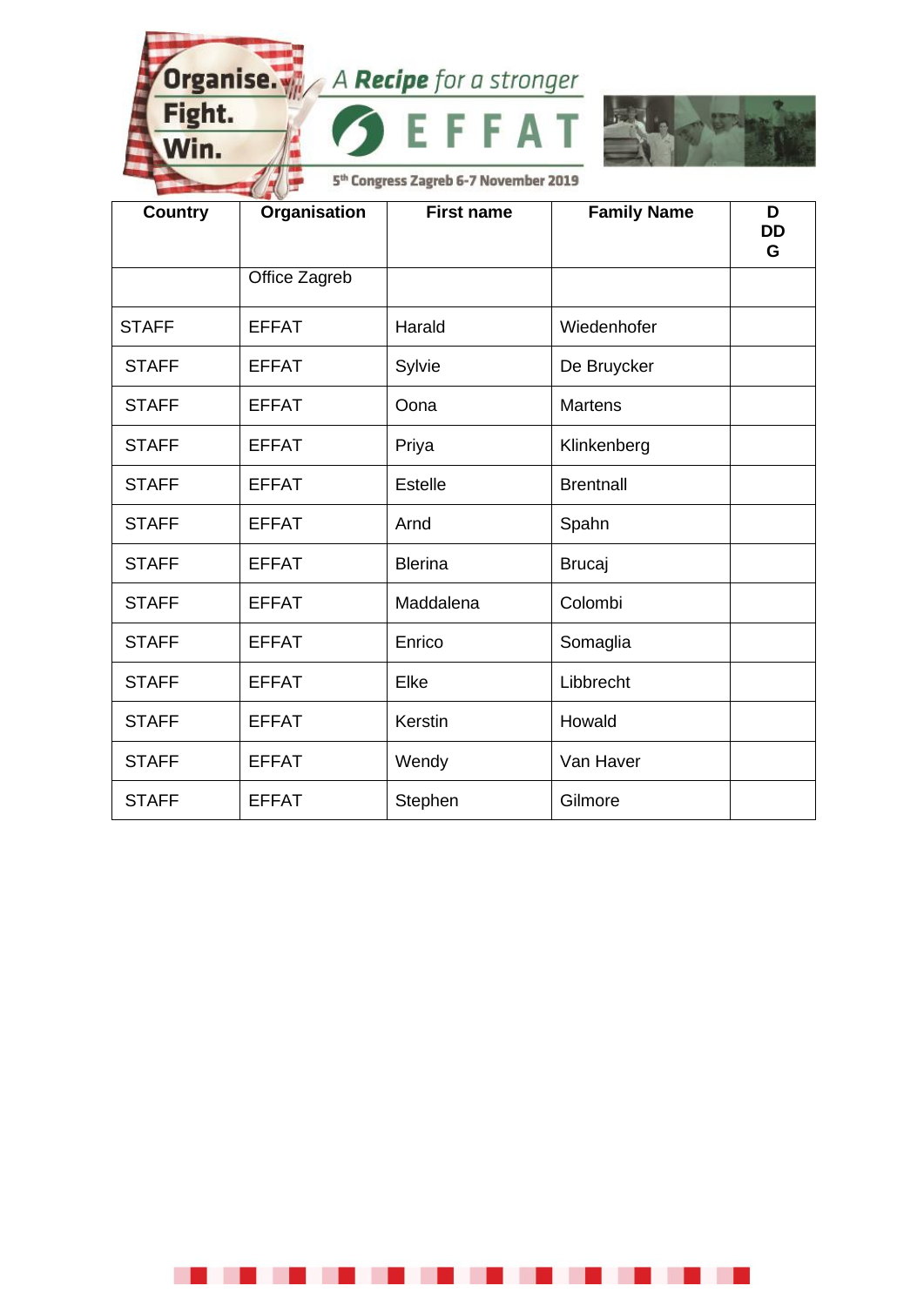| Country | Organisation | First name | Family Name | D DD G |
|---|---|---|---|---|
| | Office Zagreb | | | |
| STAFF | EFFAT | Harald | Wiedenhofer | |
| STAFF | EFFAT | Sylvie | De Bruycker | |
| STAFF | EFFAT | Oona | Martens | |
| STAFF | EFFAT | Priya | Klinkenberg | |
| STAFF | EFFAT | Estelle | Brentnall | |
| STAFF | EFFAT | Arnd | Spahn | |
| STAFF | EFFAT | Blerina | Brucaj | |
| STAFF | EFFAT | Maddalena | Colombi | |
| STAFF | EFFAT | Enrico | Somaglia | |
| STAFF | EFFAT | Elke | Libbrecht | |
| STAFF | EFFAT | Kerstin | Howald | |
| STAFF | EFFAT | Wendy | Van Haver | |
| STAFF | EFFAT | Stephen | Gilmore | |